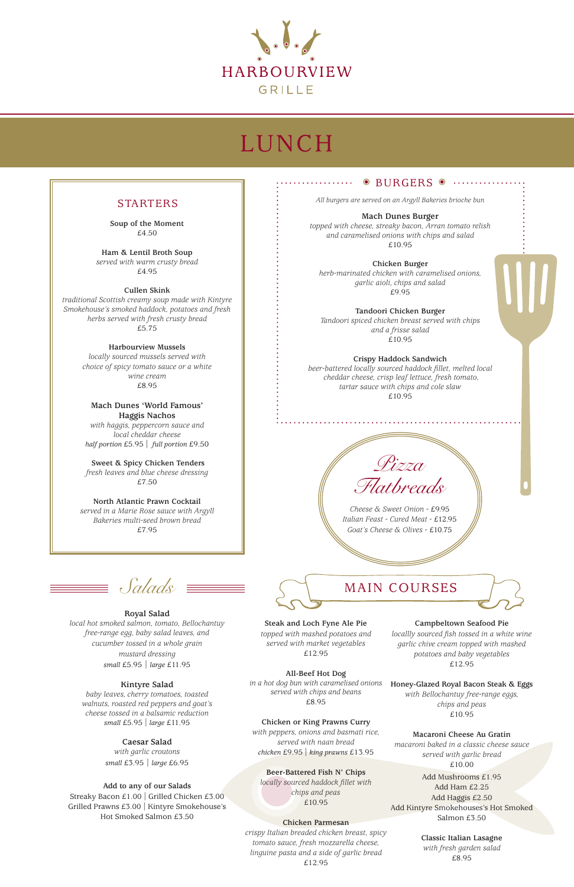# HARBOURVIEW GRILLE

# LUNCH

## STARTERS

**Soup of the Moment**
£4.50

**Ham & Lentil Broth Soup**
*served with warm crusty bread*
£4.95

**Cullen Skink**
*traditional Scottish creamy soup made with Kintyre Smokehouse's smoked haddock, potatoes and fresh herbs served with fresh crusty bread*
£5.75

**Harbourview Mussels**
*locally sourced mussels served with choice of spicy tomato sauce or a white wine cream*
£8.95

**Mach Dunes 'World Famous' Haggis Nachos**
*with haggis, peppercorn sauce and local cheddar cheese*
*half portion* £5.95 | *full portion* £9.50

**Sweet & Spicy Chicken Tenders**
*fresh leaves and blue cheese dressing*
£7.50

**North Atlantic Prawn Cocktail**
*served in a Marie Rose sauce with Argyll Bakeries multi-seed brown bread*
£7.95

## BURGERS

*All burgers are served on an Argyll Bakeries brioche bun*

**Mach Dunes Burger**
*topped with cheese, streaky bacon, Arran tomato relish and caramelised onions with chips and salad*
£10.95

**Chicken Burger**
*herb-marinated chicken with caramelised onions, garlic aioli, chips and salad*
£9.95

**Tandoori Chicken Burger**
*Tandoori spiced chicken breast served with chips and a frisse salad*
£10.95

**Crispy Haddock Sandwich**
*beer-battered locally sourced haddock fillet, melted local cheddar cheese, crisp leaf lettuce, fresh tomato, tartar sauce with chips and cole slaw*
£10.95

## Pizza Flatbreads

*Cheese & Sweet Onion* - £9.95
*Italian Feast - Cured Meat* - £12.95
*Goat's Cheese & Olives* - £10.75

## Salads

**Royal Salad**
*local hot smoked salmon, tomato, Bellochantuy free-range egg, baby salad leaves, and cucumber tossed in a whole grain mustard dressing*
*small* £5.95 | *large* £11.95

**Kintyre Salad**
*baby leaves, cherry tomatoes, toasted walnuts, roasted red peppers and goat's cheese tossed in a balsamic reduction*
*small* £5.95 | *large* £11.95

**Caesar Salad**
*with garlic croutons*
*small* £3.95 | *large* £6.95

**Add to any of our Salads**
Streaky Bacon £1.00 | Grilled Chicken £3.00
Grilled Prawns £3.00 | Kintyre Smokehouse's Hot Smoked Salmon £3.50

## MAIN COURSES

**Steak and Loch Fyne Ale Pie**
*topped with mashed potatoes and served with market vegetables*
£12.95

**All-Beef Hot Dog**
*in a hot dog bun with caramelised onions served with chips and beans*
£8.95

**Chicken or King Prawns Curry**
*with peppers, onions and basmati rice, served with naan bread*
*chicken* £9.95 | *king prawns* £13.95

**Beer-Battered Fish N' Chips**
*locally sourced haddock fillet with chips and peas*
£10.95

**Chicken Parmesan**
*crispy Italian breaded chicken breast, spicy tomato sauce, fresh mozzarella cheese, linguine pasta and a side of garlic bread*
£12.95

**Campbeltown Seafood Pie**
*locallly sourced fish tossed in a white wine garlic chive cream topped with mashed potatoes and baby vegetables*
£12.95

**Honey-Glazed Royal Bacon Steak & Eggs**
*with Bellochantuy free-range eggs, chips and peas*
£10.95

**Macaroni Cheese Au Gratin**
*macaroni baked in a classic cheese sauce served with garlic bread*
£10.00

Add Mushrooms £1.95
Add Ham £2.25
Add Haggis £2.50
Add Kintyre Smokehouses's Hot Smoked Salmon £3.50

**Classic Italian Lasagne**
*with fresh garden salad*
£8.95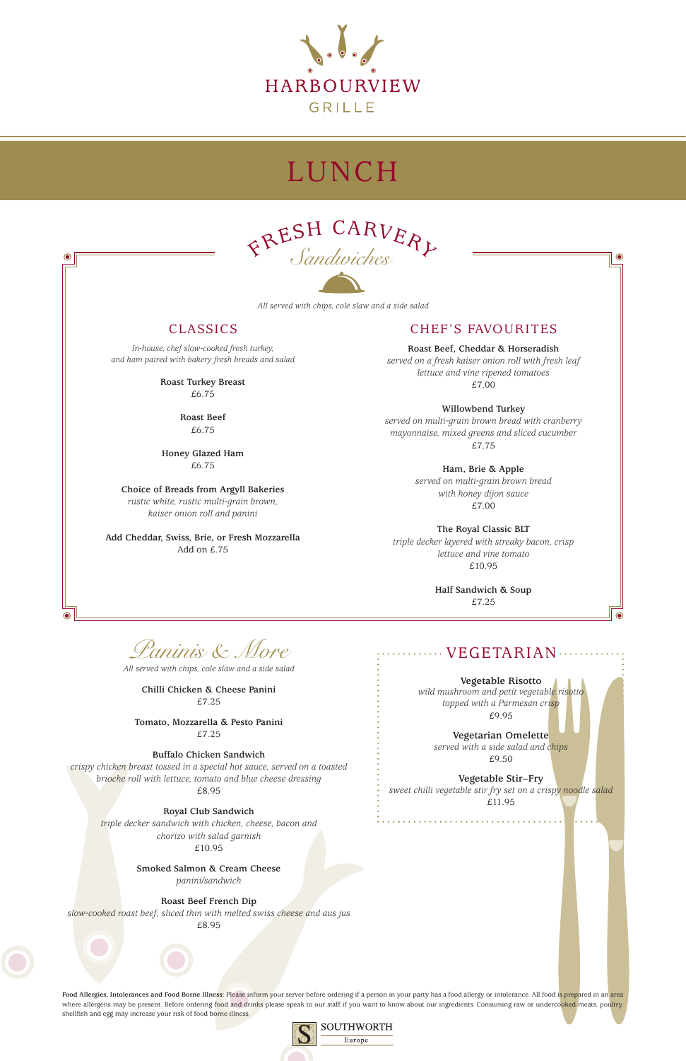# HARBOURVIEW

GRILLE

# LUNCH

## FRESH CARVERY *Sandwiches*

*All served with chips, cole slaw and a side salad*

### CLASSICS

*In-house, chef slow-cooked fresh turkey, and ham paired with bakery fresh breads and salad*

Roast Turkey Breast
£6.75

Roast Beef
£6.75

Honey Glazed Ham
£6.75

Choice of Breads from Argyll Bakeries
*rustic white, rustic multi-grain brown, kaiser onion roll and panini*

Add Cheddar, Swiss, Brie, or Fresh Mozzarella
Add on £.75

### CHEF'S FAVOURITES

Roast Beef, Cheddar & Horseradish
*served on a fresh kaiser onion roll with fresh leaf lettuce and vine ripened tomatoes*
£7.00

Willowbend Turkey
*served on multi-grain brown bread with cranberry mayonnaise, mixed greens and sliced cucumber*
£7.75

Ham, Brie & Apple
*served on multi-grain brown bread with honey dijon sauce*
£7.00

The Royal Classic BLT
*triple decker layered with streaky bacon, crisp lettuce and vine tomato*
£10.95

Half Sandwich & Soup
£7.25

## *Paninis & More*

*All served with chips, cole slaw and a side salad*

Chilli Chicken & Cheese Panini
£7.25

Tomato, Mozzarella & Pesto Panini
£7.25

Buffalo Chicken Sandwich
*crispy chicken breast tossed in a special hot sauce, served on a toasted brioche roll with lettuce, tomato and blue cheese dressing*
£8.95

Royal Club Sandwich
*triple decker sandwich with chicken, cheese, bacon and chorizo with salad garnish*
£10.95

Smoked Salmon & Cream Cheese
*panini/sandwich*

Roast Beef French Dip
*slow-cooked roast beef, sliced thin with melted swiss cheese and aus jus*
£8.95

## VEGETARIAN

Vegetable Risotto
*wild mushroom and petit vegetable risotto topped with a Parmesan crisp*
£9.95

Vegetarian Omelette
*served with a side salad and chips*
£9.50

Vegetable Stir–Fry
*sweet chilli vegetable stir fry set on a crispy noodle salad*
£11.95

**Food Allergies, Intolerances and Food Borne Illness:** Please inform your server before ordering if a person in your party has a food allergy or intolerance. All food is prepared in an area where allergens may be present. Before ordering food and drinks please speak to our staff if you want to know about our ingredients. Consuming raw or undercooked meats, poultry, shellfish and egg may increase your risk of food borne illness.

SOUTHWORTH
Europe